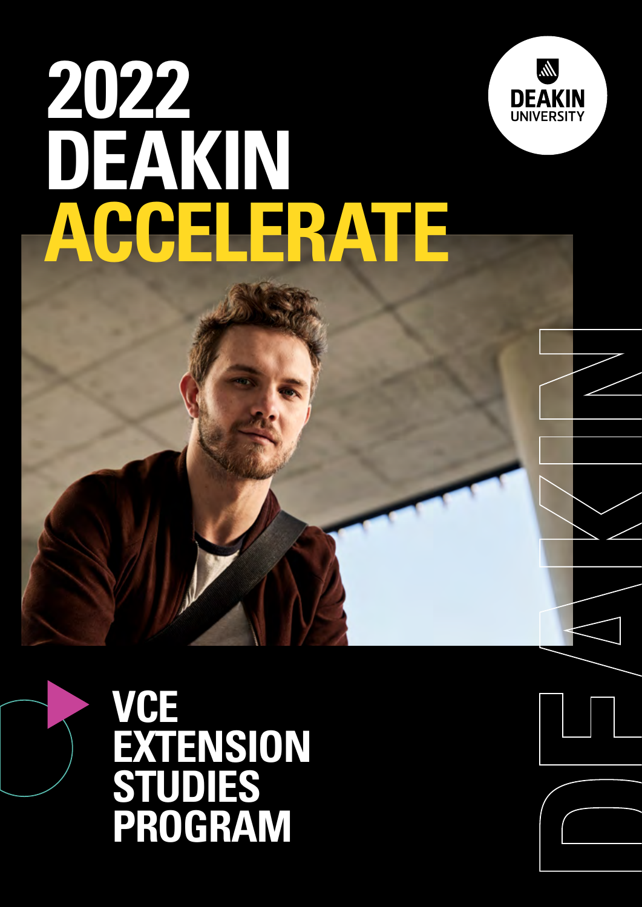# 2022 DEAKIN ACCELERATE

DEAKIN UNIVERSITY

## VCE EXTENSION STUDIES PROGRAM

DEAKIN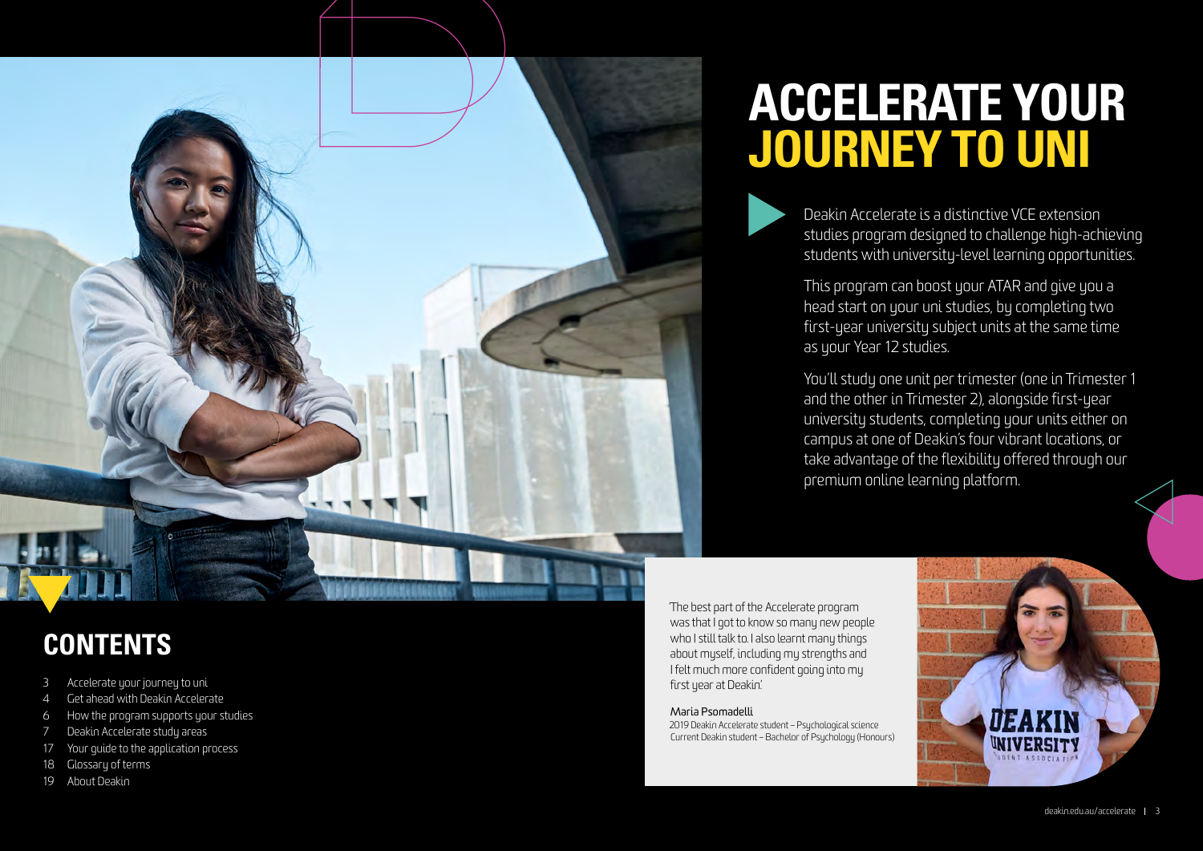# ACCELERATE YOUR JOURNEY TO UNI

Deakin Accelerate is a distinctive VCE extension studies program designed to challenge high-achieving students with university-level learning opportunities.

This program can boost your ATAR and give you a head start on your uni studies, by completing two first-year university subject units at the same time as your Year 12 studies.

You'll study one unit per trimester (one in Trimester 1 and the other in Trimester 2), alongside first-year university students, completing your units either on campus at one of Deakin's four vibrant locations, or take advantage of the flexibility offered through our premium online learning platform.

'The best part of the Accelerate program was that I got to know so many new people who I still talk to. I also learnt many things about myself, including my strengths and I felt much more confident going into my first year at Deakin.'

Maria Psomadelli
2019 Deakin Accelerate student – Psychological science
Current Deakin student – Bachelor of Psychology (Honours)

## CONTENTS

- 3 Accelerate your journey to uni
- 4 Get ahead with Deakin Accelerate
- 6 How the program supports your studies
- 7 Deakin Accelerate study areas
- 17 Your guide to the application process
- 18 Glossary of terms
- 19 About Deakin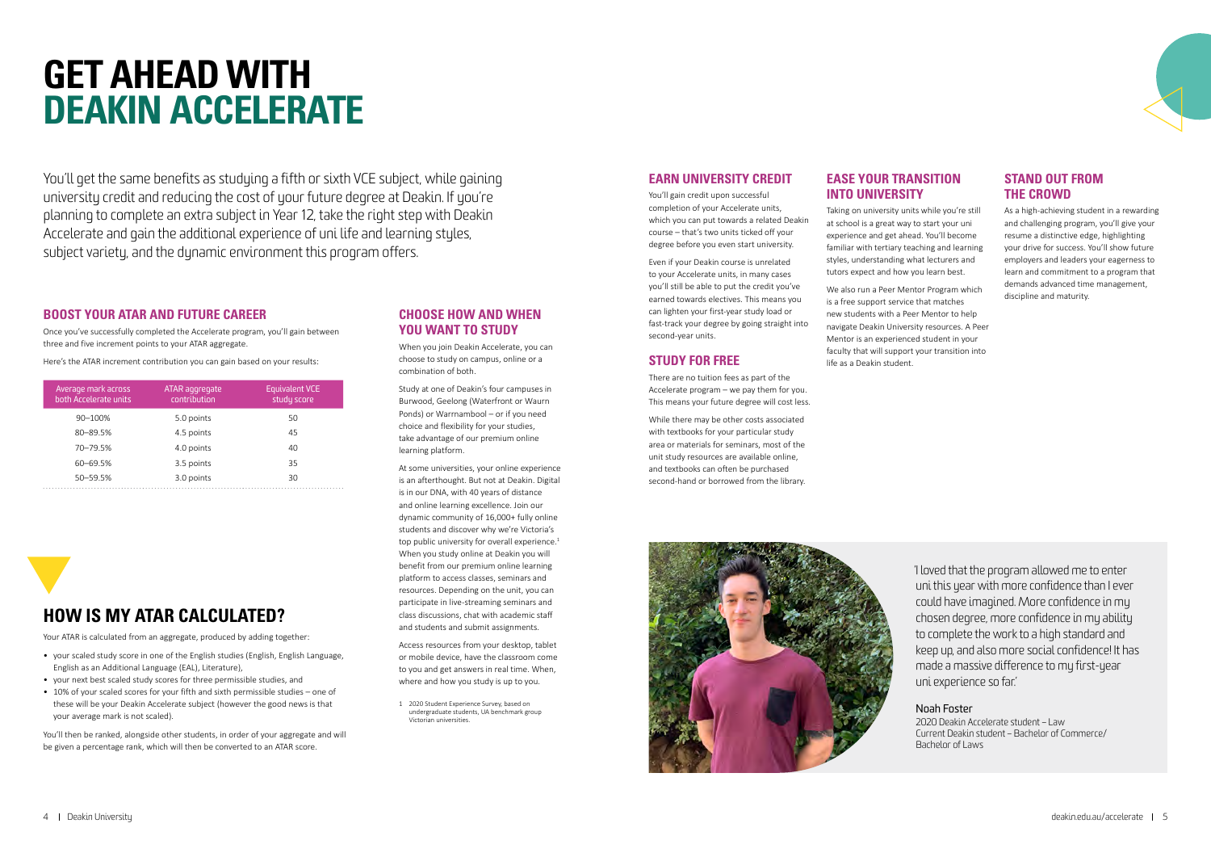# GET AHEAD WITH DEAKIN ACCELERATE

You'll get the same benefits as studying a fifth or sixth VCE subject, while gaining university credit and reducing the cost of your future degree at Deakin. If you're planning to complete an extra subject in Year 12, take the right step with Deakin Accelerate and gain the additional experience of uni life and learning styles, subject variety, and the dynamic environment this program offers.

## BOOST YOUR ATAR AND FUTURE CAREER

Once you've successfully completed the Accelerate program, you'll gain between three and five increment points to your ATAR aggregate.

Here's the ATAR increment contribution you can gain based on your results:

| Average mark across both Accelerate units | ATAR aggregate contribution | Equivalent VCE study score |
|---|---|---|
| 90–100% | 5.0 points | 50 |
| 80–89.5% | 4.5 points | 45 |
| 70–79.5% | 4.0 points | 40 |
| 60–69.5% | 3.5 points | 35 |
| 50–59.5% | 3.0 points | 30 |

## HOW IS MY ATAR CALCULATED?

Your ATAR is calculated from an aggregate, produced by adding together:

- your scaled study score in one of the English studies (English, English Language, English as an Additional Language (EAL), Literature),
- your next best scaled study scores for three permissible studies, and
- 10% of your scaled scores for your fifth and sixth permissible studies – one of these will be your Deakin Accelerate subject (however the good news is that your average mark is not scaled).

You'll then be ranked, alongside other students, in order of your aggregate and will be given a percentage rank, which will then be converted to an ATAR score.

## CHOOSE HOW AND WHEN YOU WANT TO STUDY

When you join Deakin Accelerate, you can choose to study on campus, online or a combination of both.

Study at one of Deakin's four campuses in Burwood, Geelong (Waterfront or Waurn Ponds) or Warrnambool – or if you need choice and flexibility for your studies, take advantage of our premium online learning platform.

At some universities, your online experience is an afterthought. But not at Deakin. Digital is in our DNA, with 40 years of distance and online learning excellence. Join our dynamic community of 16,000+ fully online students and discover why we're Victoria's top public university for overall experience.[1] When you study online at Deakin you will benefit from our premium online learning platform to access classes, seminars and resources. Depending on the unit, you can participate in live-streaming seminars and class discussions, chat with academic staff and students and submit assignments.

Access resources from your desktop, tablet or mobile device, have the classroom come to you and get answers in real time. When, where and how you study is up to you.

1 2020 Student Experience Survey, based on undergraduate students, UA benchmark group Victorian universities.

## EARN UNIVERSITY CREDIT

You'll gain credit upon successful completion of your Accelerate units, which you can put towards a related Deakin course – that's two units ticked off your degree before you even start university.

Even if your Deakin course is unrelated to your Accelerate units, in many cases you'll still be able to put the credit you've earned towards electives. This means you can lighten your first-year study load or fast-track your degree by going straight into second-year units.

## STUDY FOR FREE

There are no tuition fees as part of the Accelerate program – we pay them for you. This means your future degree will cost less.

While there may be other costs associated with textbooks for your particular study area or materials for seminars, most of the unit study resources are available online, and textbooks can often be purchased second-hand or borrowed from the library.

## EASE YOUR TRANSITION INTO UNIVERSITY

Taking on university units while you're still at school is a great way to start your uni experience and get ahead. You'll become familiar with tertiary teaching and learning styles, understanding what lecturers and tutors expect and how you learn best.

We also run a Peer Mentor Program which is a free support service that matches new students with a Peer Mentor to help navigate Deakin University resources. A Peer Mentor is an experienced student in your faculty that will support your transition into life as a Deakin student.

## STAND OUT FROM THE CROWD

As a high-achieving student in a rewarding and challenging program, you'll give your resume a distinctive edge, highlighting your drive for success. You'll show future employers and leaders your eagerness to learn and commitment to a program that demands advanced time management, discipline and maturity.

'I loved that the program allowed me to enter uni this year with more confidence than I ever could have imagined. More confidence in my chosen degree, more confidence in my ability to complete the work to a high standard and keep up, and also more social confidence! It has made a massive difference to my first-year uni experience so far.'

Noah Foster
2020 Deakin Accelerate student – Law
Current Deakin student – Bachelor of Commerce/ Bachelor of Laws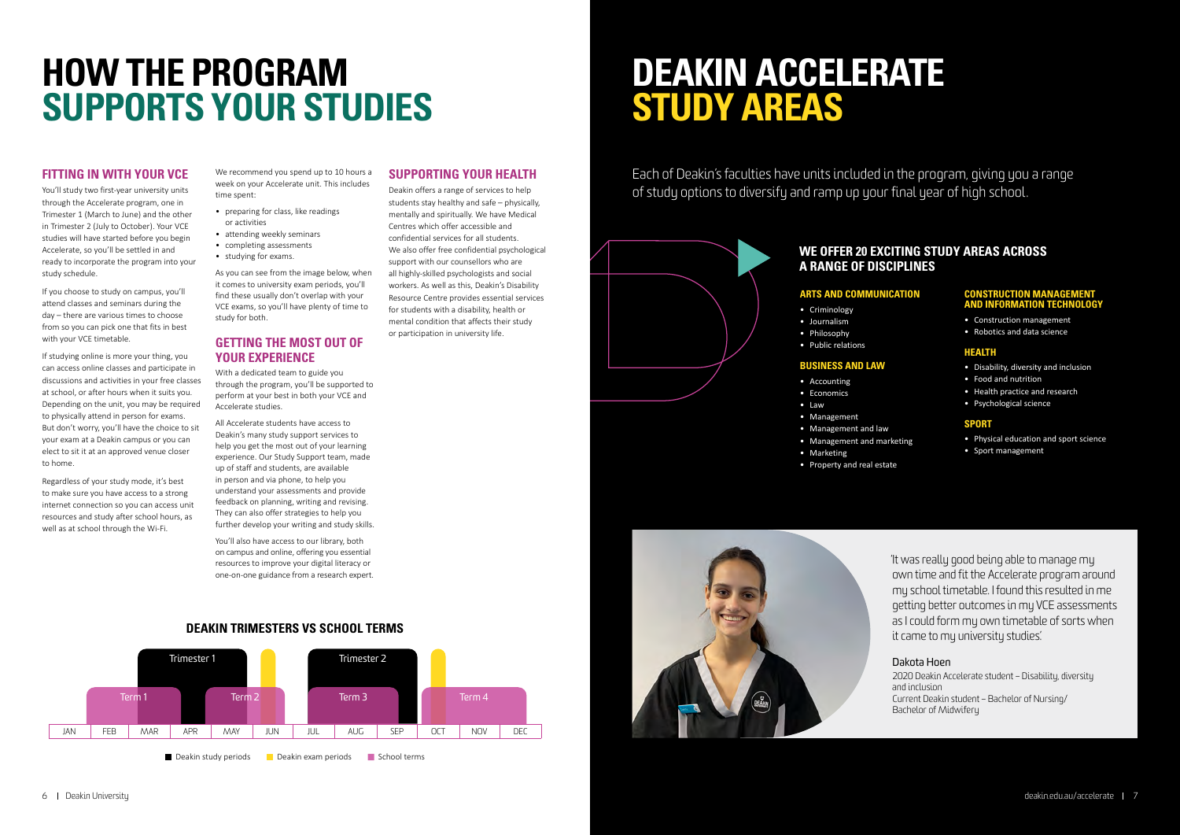# HOW THE PROGRAM SUPPORTS YOUR STUDIES

## FITTING IN WITH YOUR VCE

You'll study two first-year university units through the Accelerate program, one in Trimester 1 (March to June) and the other in Trimester 2 (July to October). Your VCE studies will have started before you begin Accelerate, so you'll be settled in and ready to incorporate the program into your study schedule.

If you choose to study on campus, you'll attend classes and seminars during the day – there are various times to choose from so you can pick one that fits in best with your VCE timetable.

If studying online is more your thing, you can access online classes and participate in discussions and activities in your free classes at school, or after hours when it suits you. Depending on the unit, you may be required to physically attend in person for exams. But don't worry, you'll have the choice to sit your exam at a Deakin campus or you can elect to sit it at an approved venue closer to home.

Regardless of your study mode, it's best to make sure you have access to a strong internet connection so you can access unit resources and study after school hours, as well as at school through the Wi-Fi.

We recommend you spend up to 10 hours a week on your Accelerate unit. This includes time spent:

- preparing for class, like readings or activities
- attending weekly seminars
- completing assessments
- studying for exams.

As you can see from the image below, when it comes to university exam periods, you'll find these usually don't overlap with your VCE exams, so you'll have plenty of time to study for both.

## GETTING THE MOST OUT OF YOUR EXPERIENCE

With a dedicated team to guide you through the program, you'll be supported to perform at your best in both your VCE and Accelerate studies.

All Accelerate students have access to Deakin's many study support services to help you get the most out of your learning experience. Our Study Support team, made up of staff and students, are available in person and via phone, to help you understand your assessments and provide feedback on planning, writing and revising. They can also offer strategies to help you further develop your writing and study skills.

You'll also have access to our library, both on campus and online, offering you essential resources to improve your digital literacy or one-on-one guidance from a research expert.

## SUPPORTING YOUR HEALTH

Deakin offers a range of services to help students stay healthy and safe – physically, mentally and spiritually. We have Medical Centres which offer accessible and confidential services for all students. We also offer free confidential psychological support with our counsellors who are all highly-skilled psychologists and social workers. As well as this, Deakin's Disability Resource Centre provides essential services for students with a disability, health or mental condition that affects their study or participation in university life.

### DEAKIN TRIMESTERS VS SCHOOL TERMS

| | JAN | FEB | MAR | APR | MAY | JUN | JUL | AUG | SEP | OCT | NOV | DEC |
|---|---|---|---|---|---|---|---|---|---|---|---|---|
| Deakin study periods | | | Trimester 1 | Trimester 1 | Trimester 1 | | | Trimester 2 | Trimester 2 | | | |
| Deakin exam periods | | | | | | Exams | | | | Exams | | |
| School terms | | Term 1 | Term 1 | | Term 2 | Term 2 | | Term 3 | Term 3 | Term 4 | Term 4 | |

Deakin study periods | Deakin exam periods | School terms

# DEAKIN ACCELERATE STUDY AREAS

Each of Deakin's faculties have units included in the program, giving you a range of study options to diversify and ramp up your final year of high school.

## WE OFFER 20 EXCITING STUDY AREAS ACROSS A RANGE OF DISCIPLINES

### ARTS AND COMMUNICATION

- Criminology
- Journalism
- Philosophy
- Public relations

### BUSINESS AND LAW

- Accounting
- Economics
- Law
- Management
- Management and law
- Management and marketing
- Marketing
- Property and real estate

### CONSTRUCTION MANAGEMENT AND INFORMATION TECHNOLOGY

- Construction management
- Robotics and data science

### HEALTH

- Disability, diversity and inclusion
- Food and nutrition
- Health practice and research
- Psychological science

### SPORT

- Physical education and sport science
- Sport management

'It was really good being able to manage my own time and fit the Accelerate program around my school timetable. I found this resulted in me getting better outcomes in my VCE assessments as I could form my own timetable of sorts when it came to my university studies.'

Dakota Hoen
2020 Deakin Accelerate student – Disability, diversity and inclusion
Current Deakin student – Bachelor of Nursing/Bachelor of Midwifery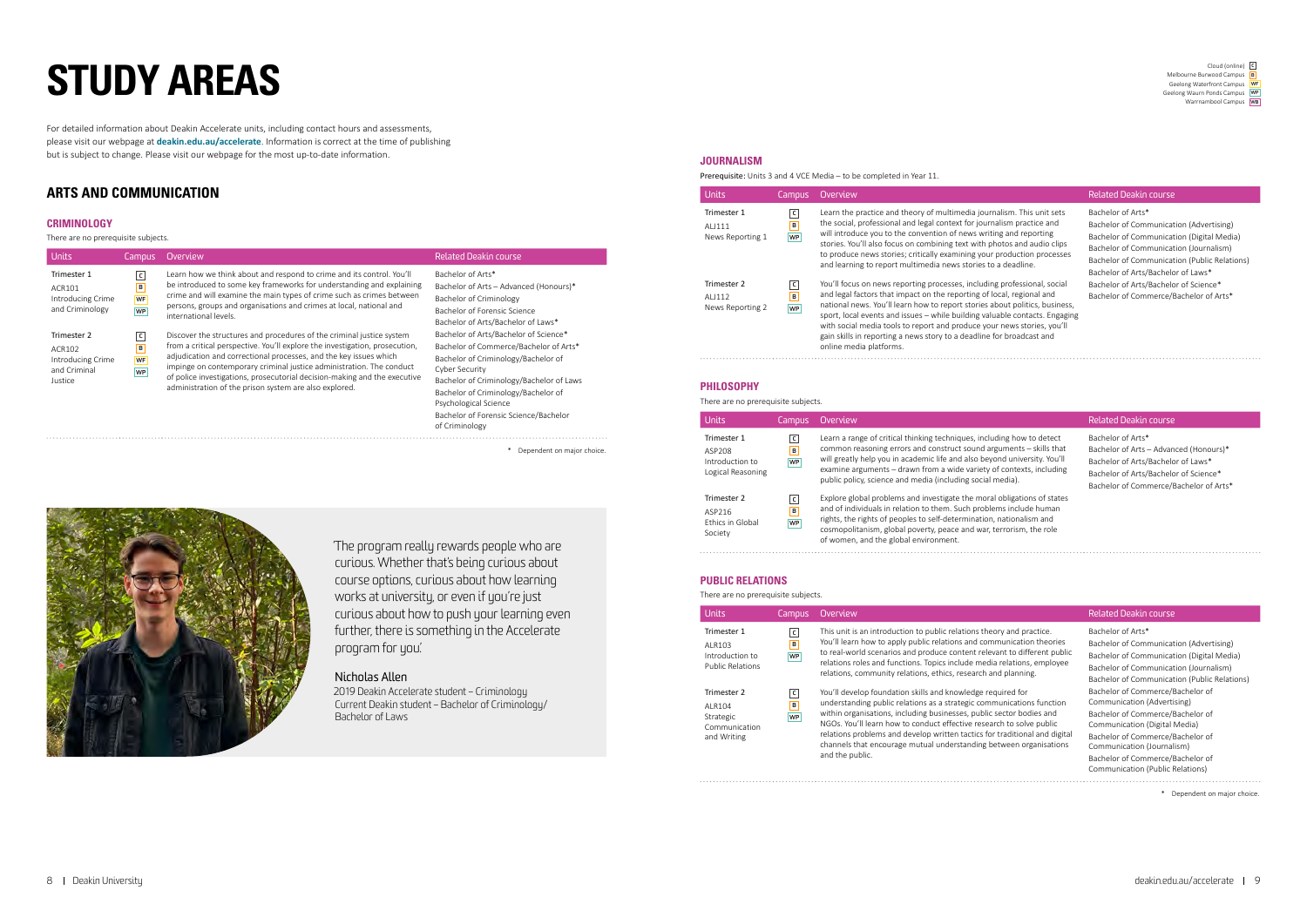# STUDY AREAS

For detailed information about Deakin Accelerate units, including contact hours and assessments, please visit our webpage at **deakin.edu.au/accelerate**. Information is correct at the time of publishing but is subject to change. Please visit our webpage for the most up-to-date information.

Cloud (online) C
Melbourne Burwood Campus B
Geelong Waterfront Campus WF
Geelong Waurn Ponds Campus WP
Warrnambool Campus WB

## ARTS AND COMMUNICATION

### CRIMINOLOGY

There are no prerequisite subjects.

| Units | Campus | Overview | Related Deakin course |
|---|---|---|---|
| Trimester 1<br>ACR101<br>Introducing Crime and Criminology | C<br>B<br>WF<br>WP | Learn how we think about and respond to crime and its control. You'll be introduced to some key frameworks for understanding and explaining crime and will examine the main types of crime such as crimes between persons, groups and organisations and crimes at local, national and international levels. | Bachelor of Arts*<br>Bachelor of Arts – Advanced (Honours)*<br>Bachelor of Criminology<br>Bachelor of Forensic Science<br>Bachelor of Arts/Bachelor of Laws*<br>Bachelor of Arts/Bachelor of Science*<br>Bachelor of Commerce/Bachelor of Arts*<br>Bachelor of Criminology/Bachelor of Cyber Security<br>Bachelor of Criminology/Bachelor of Laws<br>Bachelor of Criminology/Bachelor of Psychological Science<br>Bachelor of Forensic Science/Bachelor of Criminology |
| Trimester 2<br>ACR102<br>Introducing Crime and Criminal Justice | C<br>B<br>WF<br>WP | Discover the structures and procedures of the criminal justice system from a critical perspective. You'll explore the investigation, prosecution, adjudication and correctional processes, and the key issues which impinge on contemporary criminal justice administration. The conduct of police investigations, prosecutorial decision-making and the executive administration of the prison system are also explored. | |

\* Dependent on major choice.

'The program really rewards people who are curious. Whether that's being curious about course options, curious about how learning works at university, or even if you're just curious about how to push your learning even further, there is something in the Accelerate program for you.'

Nicholas Allen
2019 Deakin Accelerate student – Criminology
Current Deakin student – Bachelor of Criminology/Bachelor of Laws

### JOURNALISM

Prerequisite: Units 3 and 4 VCE Media – to be completed in Year 11.

| Units | Campus | Overview | Related Deakin course |
|---|---|---|---|
| Trimester 1<br>ALJ111<br>News Reporting 1 | C<br>B<br>WP | Learn the practice and theory of multimedia journalism. This unit sets the social, professional and legal context for journalism practice and will introduce you to the convention of news writing and reporting stories. You'll also focus on combining text with photos and audio clips to produce news stories; critically examining your production processes and learning to report multimedia news stories to a deadline. | Bachelor of Arts*<br>Bachelor of Communication (Advertising)<br>Bachelor of Communication (Digital Media)<br>Bachelor of Communication (Journalism)<br>Bachelor of Communication (Public Relations)<br>Bachelor of Arts/Bachelor of Laws*<br>Bachelor of Arts/Bachelor of Science*<br>Bachelor of Commerce/Bachelor of Arts* |
| Trimester 2<br>ALJ112<br>News Reporting 2 | C<br>B<br>WP | You'll focus on news reporting processes, including professional, social and legal factors that impact on the reporting of local, regional and national news. You'll learn how to report stories about politics, business, sport, local events and issues – while building valuable contacts. Engaging with social media tools to report and produce your news stories, you'll gain skills in reporting a news story to a deadline for broadcast and online media platforms. | |

### PHILOSOPHY

There are no prerequisite subjects.

| Units | Campus | Overview | Related Deakin course |
|---|---|---|---|
| Trimester 1<br>ASP208<br>Introduction to Logical Reasoning | C<br>B<br>WP | Learn a range of critical thinking techniques, including how to detect common reasoning errors and construct sound arguments – skills that will greatly help you in academic life and also beyond university. You'll examine arguments – drawn from a wide variety of contexts, including public policy, science and media (including social media). | Bachelor of Arts*<br>Bachelor of Arts – Advanced (Honours)*<br>Bachelor of Arts/Bachelor of Laws*<br>Bachelor of Arts/Bachelor of Science*<br>Bachelor of Commerce/Bachelor of Arts* |
| Trimester 2<br>ASP216<br>Ethics in Global Society | C<br>B<br>WP | Explore global problems and investigate the moral obligations of states and of individuals in relation to them. Such problems include human rights, the rights of peoples to self-determination, nationalism and cosmopolitanism, global poverty, peace and war, terrorism, the role of women, and the global environment. | |

### PUBLIC RELATIONS

There are no prerequisite subjects.

| Units | Campus | Overview | Related Deakin course |
|---|---|---|---|
| Trimester 1<br>ALR103<br>Introduction to Public Relations | C<br>B<br>WP | This unit is an introduction to public relations theory and practice. You'll learn how to apply public relations and communication theories to real-world scenarios and produce content relevant to different public relations roles and functions. Topics include media relations, employee relations, community relations, ethics, research and planning. | Bachelor of Arts*<br>Bachelor of Communication (Advertising)<br>Bachelor of Communication (Digital Media)<br>Bachelor of Communication (Journalism)<br>Bachelor of Communication (Public Relations)<br>Bachelor of Commerce/Bachelor of Communication (Advertising)<br>Bachelor of Commerce/Bachelor of Communication (Digital Media)<br>Bachelor of Commerce/Bachelor of Communication (Journalism)<br>Bachelor of Commerce/Bachelor of Communication (Public Relations) |
| Trimester 2<br>ALR104<br>Strategic Communication and Writing | C<br>B<br>WP | You'll develop foundation skills and knowledge required for understanding public relations as a strategic communications function within organisations, including businesses, public sector bodies and NGOs. You'll learn how to conduct effective research to solve public relations problems and develop written tactics for traditional and digital channels that encourage mutual understanding between organisations and the public. | |

\* Dependent on major choice.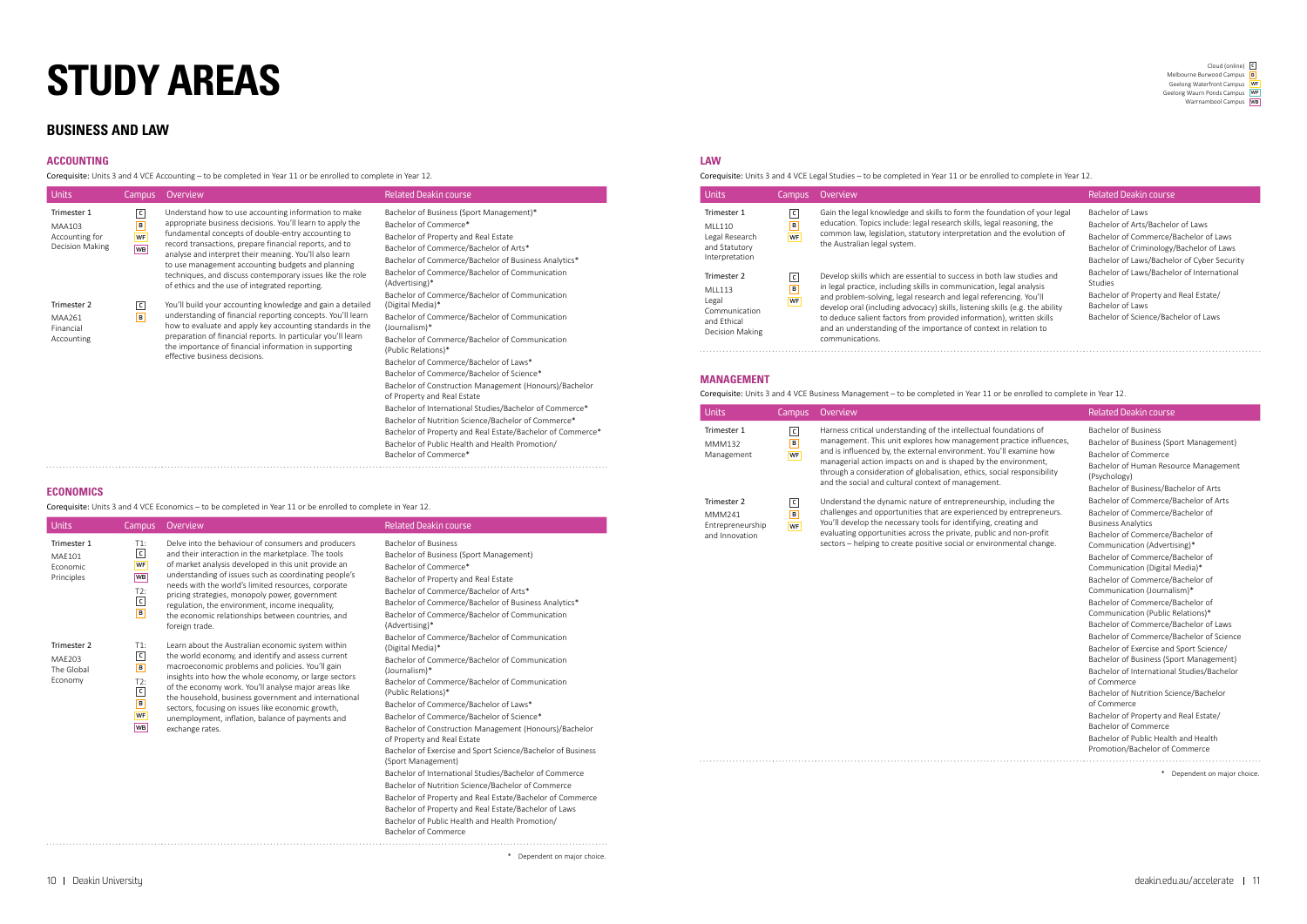# STUDY AREAS

Cloud (online) C
Melbourne Burwood Campus B
Geelong Waterfront Campus WF
Geelong Waurn Ponds Campus WP
Warrnambool Campus WB

## BUSINESS AND LAW

### ACCOUNTING

**Corequisite:** Units 3 and 4 VCE Accounting – to be completed in Year 11 or be enrolled to complete in Year 12.

| Units | Campus | Overview | Related Deakin course |
|---|---|---|---|
| Trimester 1<br>MAA103<br>Accounting for Decision Making | C<br>B<br>WF<br>WB | Understand how to use accounting information to make appropriate business decisions. You'll learn to apply the fundamental concepts of double-entry accounting to record transactions, prepare financial reports, and to analyse and interpret their meaning. You'll also learn to use management accounting budgets and planning techniques, and discuss contemporary issues like the role of ethics and the use of integrated reporting. | Bachelor of Business (Sport Management)*<br>Bachelor of Commerce*<br>Bachelor of Property and Real Estate<br>Bachelor of Commerce/Bachelor of Arts*<br>Bachelor of Commerce/Bachelor of Business Analytics*<br>Bachelor of Commerce/Bachelor of Communication (Advertising)*<br>Bachelor of Commerce/Bachelor of Communication (Digital Media)*<br>Bachelor of Commerce/Bachelor of Communication (Journalism)*<br>Bachelor of Commerce/Bachelor of Communication (Public Relations)*<br>Bachelor of Commerce/Bachelor of Laws*<br>Bachelor of Commerce/Bachelor of Science*<br>Bachelor of Construction Management (Honours)/Bachelor of Property and Real Estate<br>Bachelor of International Studies/Bachelor of Commerce*<br>Bachelor of Nutrition Science/Bachelor of Commerce*<br>Bachelor of Property and Real Estate/Bachelor of Commerce*<br>Bachelor of Public Health and Health Promotion/Bachelor of Commerce* |
| Trimester 2<br>MAA261<br>Financial Accounting | C<br>B | You'll build your accounting knowledge and gain a detailed understanding of financial reporting concepts. You'll learn how to evaluate and apply key accounting standards in the preparation of financial reports. In particular you'll learn the importance of financial information in supporting effective business decisions. | |

### ECONOMICS

**Corequisite:** Units 3 and 4 VCE Economics – to be completed in Year 11 or be enrolled to complete in Year 12.

| Units | Campus | Overview | Related Deakin course |
|---|---|---|---|
| Trimester 1<br>MAE101<br>Economic Principles | T1:<br>C<br>WF<br>WB<br>T2:<br>C<br>B | Delve into the behaviour of consumers and producers and their interaction in the marketplace. The tools of market analysis developed in this unit provide an understanding of issues such as coordinating people's needs with the world's limited resources, corporate pricing strategies, monopoly power, government regulation, the environment, income inequality, the economic relationships between countries, and foreign trade. | Bachelor of Business<br>Bachelor of Business (Sport Management)<br>Bachelor of Commerce*<br>Bachelor of Property and Real Estate<br>Bachelor of Commerce/Bachelor of Arts*<br>Bachelor of Commerce/Bachelor of Business Analytics*<br>Bachelor of Commerce/Bachelor of Communication (Advertising)*<br>Bachelor of Commerce/Bachelor of Communication (Digital Media)*<br>Bachelor of Commerce/Bachelor of Communication (Journalism)*<br>Bachelor of Commerce/Bachelor of Communication (Public Relations)*<br>Bachelor of Commerce/Bachelor of Laws*<br>Bachelor of Commerce/Bachelor of Science*<br>Bachelor of Construction Management (Honours)/Bachelor of Property and Real Estate<br>Bachelor of Exercise and Sport Science/Bachelor of Business (Sport Management)<br>Bachelor of International Studies/Bachelor of Commerce<br>Bachelor of Nutrition Science/Bachelor of Commerce<br>Bachelor of Property and Real Estate/Bachelor of Commerce<br>Bachelor of Property and Real Estate/Bachelor of Laws<br>Bachelor of Public Health and Health Promotion/Bachelor of Commerce |
| Trimester 2<br>MAE203<br>The Global Economy | T1:<br>C<br>B<br>T2:<br>C<br>B<br>WF<br>WB | Learn about the Australian economic system within the world economy, and identify and assess current macroeconomic problems and policies. You'll gain insights into how the whole economy, or large sectors of the economy work. You'll analyse major areas like the household, business government and international sectors, focusing on issues like economic growth, unemployment, inflation, balance of payments and exchange rates. | |

\* Dependent on major choice.

### LAW

**Corequisite:** Units 3 and 4 VCE Legal Studies – to be completed in Year 11 or be enrolled to complete in Year 12.

| Units | Campus | Overview | Related Deakin course |
|---|---|---|---|
| Trimester 1<br>MLL110<br>Legal Research and Statutory Interpretation | C<br>B<br>WF | Gain the legal knowledge and skills to form the foundation of your legal education. Topics include: legal research skills, legal reasoning, the common law, legislation, statutory interpretation and the evolution of the Australian legal system. | Bachelor of Laws<br>Bachelor of Arts/Bachelor of Laws<br>Bachelor of Commerce/Bachelor of Laws<br>Bachelor of Criminology/Bachelor of Laws<br>Bachelor of Laws/Bachelor of Cyber Security<br>Bachelor of Laws/Bachelor of International Studies<br>Bachelor of Property and Real Estate/Bachelor of Laws<br>Bachelor of Science/Bachelor of Laws |
| Trimester 2<br>MLL113<br>Legal Communication and Ethical Decision Making | C<br>B<br>WF | Develop skills which are essential to success in both law studies and in legal practice, including skills in communication, legal analysis and problem-solving, legal research and legal referencing. You'll develop oral (including advocacy) skills, listening skills (e.g. the ability to deduce salient factors from provided information), written skills and an understanding of the importance of context in relation to communications. | |

### MANAGEMENT

**Corequisite:** Units 3 and 4 VCE Business Management – to be completed in Year 11 or be enrolled to complete in Year 12.

| Units | Campus | Overview | Related Deakin course |
|---|---|---|---|
| Trimester 1<br>MMM132<br>Management | C<br>B<br>WF | Harness critical understanding of the intellectual foundations of management. This unit explores how management practice influences, and is influenced by, the external environment. You'll examine how managerial action impacts on and is shaped by the environment, through a consideration of globalisation, ethics, social responsibility and the social and cultural context of management. | Bachelor of Business<br>Bachelor of Business (Sport Management)<br>Bachelor of Commerce<br>Bachelor of Human Resource Management (Psychology)<br>Bachelor of Business/Bachelor of Arts<br>Bachelor of Commerce/Bachelor of Arts<br>Bachelor of Commerce/Bachelor of Business Analytics<br>Bachelor of Commerce/Bachelor of Communication (Advertising)*<br>Bachelor of Commerce/Bachelor of Communication (Digital Media)*<br>Bachelor of Commerce/Bachelor of Communication (Journalism)*<br>Bachelor of Commerce/Bachelor of Communication (Public Relations)*<br>Bachelor of Commerce/Bachelor of Laws<br>Bachelor of Commerce/Bachelor of Science<br>Bachelor of Exercise and Sport Science/Bachelor of Business (Sport Management)<br>Bachelor of International Studies/Bachelor of Commerce<br>Bachelor of Nutrition Science/Bachelor of Commerce<br>Bachelor of Property and Real Estate/Bachelor of Commerce<br>Bachelor of Public Health and Health Promotion/Bachelor of Commerce |
| Trimester 2<br>MMM241<br>Entrepreneurship and Innovation | C<br>B<br>WF | Understand the dynamic nature of entrepreneurship, including the challenges and opportunities that are experienced by entrepreneurs. You'll develop the necessary tools for identifying, creating and evaluating opportunities across the private, public and non-profit sectors – helping to create positive social or environmental change. | |

\* Dependent on major choice.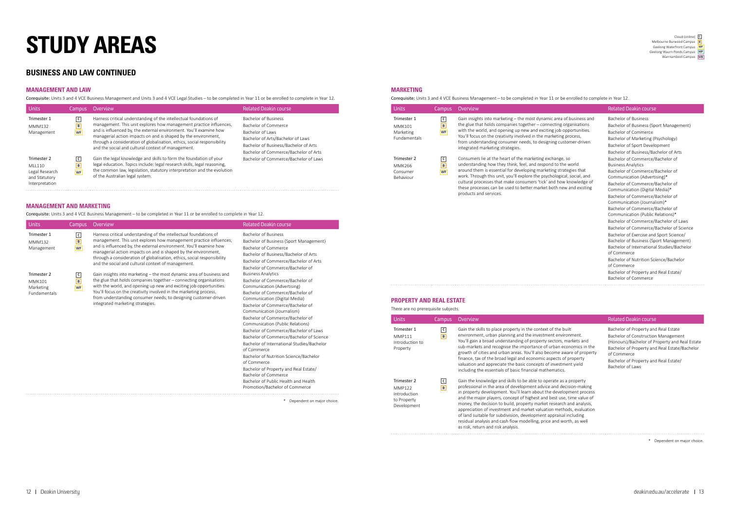# STUDY AREAS

Cloud (online) C
Melbourne Burwood Campus B
Geelong Waterfront Campus WF
Geelong Waurn Ponds Campus WP
Warrnambool Campus WB

## BUSINESS AND LAW CONTINUED

### MANAGEMENT AND LAW

Corequisite: Units 3 and 4 VCE Business Management and Units 3 and 4 VCE Legal Studies – to be completed in Year 11 or be enrolled to complete in Year 12.

| Units | Campus | Overview | Related Deakin course |
|---|---|---|---|
| Trimester 1 MMM132 Management | C B WF | Harness critical understanding of the intellectual foundations of management. This unit explores how management practice influences, and is influenced by, the external environment. You'll examine how managerial action impacts on and is shaped by the environment, through a consideration of globalisation, ethics, social responsibility and the social and cultural context of management. | Bachelor of Business<br>Bachelor of Commerce<br>Bachelor of Laws<br>Bachelor of Arts/Bachelor of Laws<br>Bachelor of Business/Bachelor of Arts<br>Bachelor of Commerce/Bachelor of Arts<br>Bachelor of Commerce/Bachelor of Laws |
| Trimester 2 MLL110 Legal Research and Statutory Interpretation | C B WF | Gain the legal knowledge and skills to form the foundation of your legal education. Topics include: legal research skills, legal reasoning, the common law, legislation, statutory interpretation and the evolution of the Australian legal system. | |

### MANAGEMENT AND MARKETING

Corequisite: Units 3 and 4 VCE Business Management – to be completed in Year 11 or be enrolled to complete in Year 12.

| Units | Campus | Overview | Related Deakin course |
|---|---|---|---|
| Trimester 1 MMM132 Management | C B WF | Harness critical understanding of the intellectual foundations of management. This unit explores how management practice influences, and is influenced by, the external environment. You'll examine how managerial action impacts on and is shaped by the environment, through a consideration of globalisation, ethics, social responsibility and the social and cultural context of management. | Bachelor of Business<br>Bachelor of Business (Sport Management)<br>Bachelor of Commerce<br>Bachelor of Business/Bachelor of Arts<br>Bachelor of Commerce/Bachelor of Arts<br>Bachelor of Commerce/Bachelor of Business Analytics<br>Bachelor of Commerce/Bachelor of Communication (Advertising)<br>Bachelor of Commerce/Bachelor of Communication (Digital Media)<br>Bachelor of Commerce/Bachelor of Communication (Journalism)<br>Bachelor of Commerce/Bachelor of Communication (Public Relations)<br>Bachelor of Commerce/Bachelor of Laws<br>Bachelor of Commerce/Bachelor of Science<br>Bachelor of International Studies/Bachelor of Commerce<br>Bachelor of Nutrition Science/Bachelor of Commerce<br>Bachelor of Property and Real Estate/Bachelor of Commerce<br>Bachelor of Public Health and Health Promotion/Bachelor of Commerce |
| Trimester 2 MMK101 Marketing Fundamentals | C B WF | Gain insights into marketing – the most dynamic area of business and the glue that holds companies together – connecting organisations with the world, and opening up new and exciting job opportunities. You'll focus on the creativity involved in the marketing process, from understanding consumer needs, to designing customer-driven integrated marketing strategies. | |

\* Dependent on major choice.

### MARKETING

Corequisite: Units 3 and 4 VCE Business Management – to be completed in Year 11 or be enrolled to complete in Year 12.

| Units | Campus | Overview | Related Deakin course |
|---|---|---|---|
| Trimester 1 MMK101 Marketing Fundamentals | C B WF | Gain insights into marketing – the most dynamic area of business and the glue that holds companies together – connecting organisations with the world, and opening up new and exciting job opportunities. You'll focus on the creativity involved in the marketing process, from understanding consumer needs, to designing customer-driven integrated marketing strategies. | Bachelor of Business<br>Bachelor of Business (Sport Management)<br>Bachelor of Commerce<br>Bachelor of Marketing (Psychology)<br>Bachelor of Sport Development<br>Bachelor of Business/Bachelor of Arts<br>Bachelor of Commerce/Bachelor of Business Analytics<br>Bachelor of Commerce/Bachelor of Communication (Advertising)*<br>Bachelor of Commerce/Bachelor of Communication (Digital Media)*<br>Bachelor of Commerce/Bachelor of Communication (Journalism)*<br>Bachelor of Commerce/Bachelor of Communication (Public Relations)*<br>Bachelor of Commerce/Bachelor of Laws<br>Bachelor of Commerce/Bachelor of Science<br>Bachelor of Exercise and Sport Science/Bachelor of Business (Sport Management)<br>Bachelor of International Studies/Bachelor of Commerce<br>Bachelor of Nutrition Science/Bachelor of Commerce<br>Bachelor of Property and Real Estate/Bachelor of Commerce |
| Trimester 2 MMK266 Consumer Behaviour | C B WF | Consumers lie at the heart of the marketing exchange, so understanding how they think, feel, and respond to the world around them is essential for developing marketing strategies that work. Through this unit, you'll explore the psychological, social, and cultural processes that make consumers 'tick' and how knowledge of these processes can be used to better market both new and existing products and services. | |

### PROPERTY AND REAL ESTATE

There are no prerequisite subjects.

| Units | Campus | Overview | Related Deakin course |
|---|---|---|---|
| Trimester 1 MMP111 Introduction to Property | C B | Gain the skills to place property in the context of the built environment, urban planning and the investment environment. You'll gain a broad understanding of property sectors, markets and sub-markets and recognise the importance of urban economics in the growth of cities and urban areas. You'll also become aware of property finance, tax of the broad legal and economic aspects of property valuation and appreciate the basic concepts of investment yield including the essentials of basic financial mathematics. | Bachelor of Property and Real Estate<br>Bachelor of Construction Management (Honours)/Bachelor of Property and Real Estate<br>Bachelor of Property and Real Estate/Bachelor of Commerce<br>Bachelor of Property and Real Estate/Bachelor of Laws |
| Trimester 2 MMP122 Introduction to Property Development | C B | Gain the knowledge and skills to be able to operate as a property professional in the area of development advice and decision-making in property development. You'll learn about the development process and the major players, concept of highest and best use, time value of money, the decision to build, property market research and analysis, appreciation of investment and market valuation methods, evaluation of land suitable for subdivision, development appraisal including residual analysis and cash flow modelling, price and worth, as well as risk, return and risk analysis. | |

\* Dependent on major choice.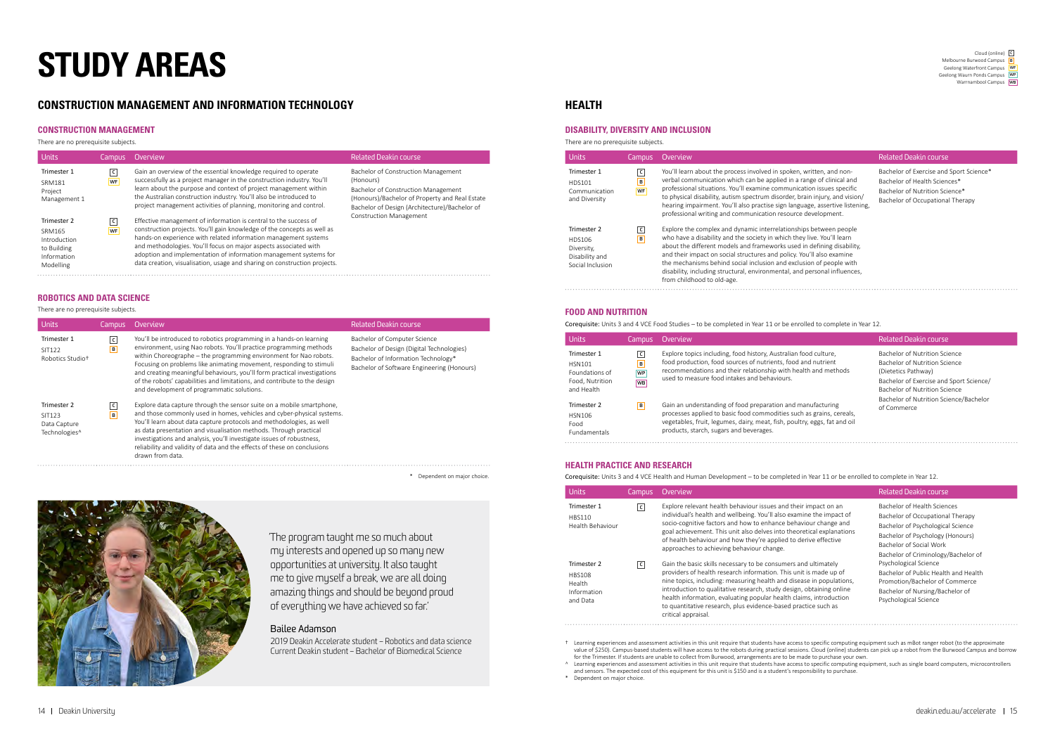# STUDY AREAS

Cloud (online) C
Melbourne Burwood Campus B
Geelong Waterfront Campus WF
Geelong Waurn Ponds Campus WP
Warrnambool Campus WB

## CONSTRUCTION MANAGEMENT AND INFORMATION TECHNOLOGY

### CONSTRUCTION MANAGEMENT

There are no prerequisite subjects.

| Units | Campus | Overview | Related Deakin course |
|---|---|---|---|
| Trimester 1 SRM181 Project Management 1 | C WF | Gain an overview of the essential knowledge required to operate successfully as a project manager in the construction industry. You'll learn about the purpose and context of project management within the Australian construction industry. You'll also be introduced to project management activities of planning, monitoring and control. | Bachelor of Construction Management (Honours) Bachelor of Construction Management (Honours)/Bachelor of Property and Real Estate Bachelor of Design (Architecture)/Bachelor of Construction Management |
| Trimester 2 SRM165 Introduction to Building Information Modelling | C WF | Effective management of information is central to the success of construction projects. You'll gain knowledge of the concepts as well as hands-on experience with related information management systems and methodologies. You'll focus on major aspects associated with adoption and implementation of information management systems for data creation, visualisation, usage and sharing on construction projects. | |

### ROBOTICS AND DATA SCIENCE

There are no prerequisite subjects.

| Units | Campus | Overview | Related Deakin course |
|---|---|---|---|
| Trimester 1 SIT122 Robotics Studio† | C B | You'll be introduced to robotics programming in a hands-on learning environment, using Nao robots. You'll practice programming methods within Choreographe – the programming environment for Nao robots. Focusing on problems like animating movement, responding to stimuli and creating meaningful behaviours, you'll form practical investigations of the robots' capabilities and limitations, and contribute to the design and development of programmatic solutions. | Bachelor of Computer Science Bachelor of Design (Digital Technologies) Bachelor of Information Technology* Bachelor of Software Engineering (Honours) |
| Trimester 2 SIT123 Data Capture Technologies^ | C B | Explore data capture through the sensor suite on a mobile smartphone, and those commonly used in homes, vehicles and cyber-physical systems. You'll learn about data capture protocols and methodologies, as well as data presentation and visualisation methods. Through practical investigations and analysis, you'll investigate issues of robustness, reliability and validity of data and the effects of these on conclusions drawn from data. | |

\* Dependent on major choice.

'The program taught me so much about my interests and opened up so many new opportunities at university. It also taught me to give myself a break, we are all doing amazing things and should be beyond proud of everything we have achieved so far.'

Bailee Adamson
2019 Deakin Accelerate student – Robotics and data science
Current Deakin student – Bachelor of Biomedical Science

## HEALTH

### DISABILITY, DIVERSITY AND INCLUSION

There are no prerequisite subjects.

| Units | Campus | Overview | Related Deakin course |
|---|---|---|---|
| Trimester 1 HDS101 Communication and Diversity | C B WF | You'll learn about the process involved in spoken, written, and non-verbal communication which can be applied in a range of clinical and professional situations. You'll examine communication issues specific to physical disability, autism spectrum disorder, brain injury, and vision/hearing impairment. You'll also practise sign language, assertive listening, professional writing and communication resource development. | Bachelor of Exercise and Sport Science* Bachelor of Health Sciences* Bachelor of Nutrition Science* Bachelor of Occupational Therapy |
| Trimester 2 HDS106 Diversity, Disability and Social Inclusion | C B | Explore the complex and dynamic interrelationships between people who have a disability and the society in which they live. You'll learn about the different models and frameworks used in defining disability, and their impact on social structures and policy. You'll also examine the mechanisms behind social inclusion and exclusion of people with disability, including structural, environmental, and personal influences, from childhood to old-age. | |

### FOOD AND NUTRITION

**Corequisite:** Units 3 and 4 VCE Food Studies – to be completed in Year 11 or be enrolled to complete in Year 12.

| Units | Campus | Overview | Related Deakin course |
|---|---|---|---|
| Trimester 1 HSN101 Foundations of Food, Nutrition and Health | C B WP WB | Explore topics including, food history, Australian food culture, food production, food sources of nutrients, food and nutrient recommendations and their relationship with health and methods used to measure food intakes and behaviours. | Bachelor of Nutrition Science Bachelor of Nutrition Science (Dietetics Pathway) Bachelor of Exercise and Sport Science/Bachelor of Nutrition Science Bachelor of Nutrition Science/Bachelor of Commerce |
| Trimester 2 HSN106 Food Fundamentals | B | Gain an understanding of food preparation and manufacturing processes applied to basic food commodities such as grains, cereals, vegetables, fruit, legumes, dairy, meat, fish, poultry, eggs, fat and oil products, starch, sugars and beverages. | |

### HEALTH PRACTICE AND RESEARCH

**Corequisite:** Units 3 and 4 VCE Health and Human Development – to be completed in Year 11 or be enrolled to complete in Year 12.

| Units | Campus | Overview | Related Deakin course |
|---|---|---|---|
| Trimester 1 HBS110 Health Behaviour | C | Explore relevant health behaviour issues and their impact on an individual's health and wellbeing. You'll also examine the impact of socio-cognitive factors and how to enhance behaviour change and goal achievement. This unit also delves into theoretical explanations of health behaviour and how they're applied to derive effective approaches to achieving behaviour change. | Bachelor of Health Sciences Bachelor of Occupational Therapy Bachelor of Psychological Science Bachelor of Psychology (Honours) Bachelor of Social Work Bachelor of Criminology/Bachelor of Psychological Science Bachelor of Public Health and Health Promotion/Bachelor of Commerce Bachelor of Nursing/Bachelor of Psychological Science |
| Trimester 2 HBS108 Health Information and Data | C | Gain the basic skills necessary to be consumers and ultimately providers of health research information. This unit is made up of nine topics, including: measuring health and disease in populations, introduction to qualitative research, study design, obtaining online health information, evaluating popular health claims, introduction to quantitative research, plus evidence-based practice such as critical appraisal. | |

† Learning experiences and assessment activities in this unit require that students have access to specific computing equipment such as mBot ranger robot (to the approximate value of $250). Campus-based students will have access to the robots during practical sessions. Cloud (online) students can pick up a robot from the Burwood Campus and borrow for the Trimester. If students are unable to collect from Burwood, arrangements are to be made to purchase your own.

^ Learning experiences and assessment activities in this unit require that students have access to specific computing equipment, such as single board computers, microcontrollers and sensors. The expected cost of this equipment for this unit is $150 and is a student's responsibility to purchase.

\* Dependent on major choice.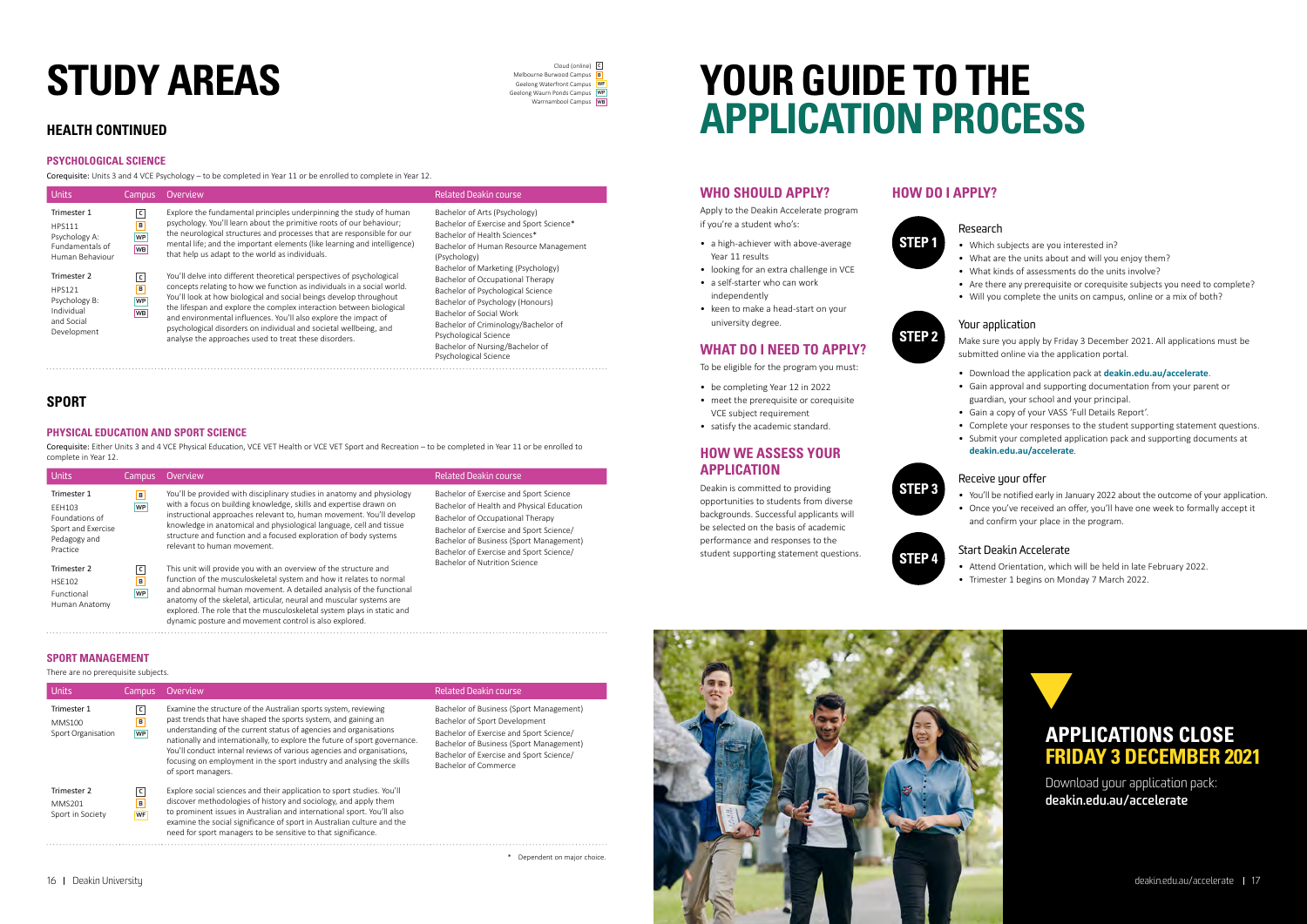# STUDY AREAS

Cloud (online) C
Melbourne Burwood Campus B
Geelong Waterfront Campus WF
Geelong Waurn Ponds Campus WP
Warrnambool Campus WB

## HEALTH CONTINUED

### PSYCHOLOGICAL SCIENCE

Corequisite: Units 3 and 4 VCE Psychology – to be completed in Year 11 or be enrolled to complete in Year 12.

| Units | Campus | Overview | Related Deakin course |
|---|---|---|---|
| Trimester 1<br>HPS111<br>Psychology A: Fundamentals of Human Behaviour | C<br>B<br>WP<br>WB | Explore the fundamental principles underpinning the study of human psychology. You'll learn about the primitive roots of our behaviour; the neurological structures and processes that are responsible for our mental life; and the important elements (like learning and intelligence) that help us adapt to the world as individuals. | Bachelor of Arts (Psychology)<br>Bachelor of Exercise and Sport Science*<br>Bachelor of Health Sciences*<br>Bachelor of Human Resource Management (Psychology)<br>Bachelor of Marketing (Psychology)<br>Bachelor of Occupational Therapy<br>Bachelor of Psychological Science<br>Bachelor of Psychology (Honours)<br>Bachelor of Social Work<br>Bachelor of Criminology/Bachelor of Psychological Science<br>Bachelor of Nursing/Bachelor of Psychological Science |
| Trimester 2<br>HPS121<br>Psychology B: Individual and Social Development | C<br>B<br>WP<br>WB | You'll delve into different theoretical perspectives of psychological concepts relating to how we function as individuals in a social world. You'll look at how biological and social beings develop throughout the lifespan and explore the complex interaction between biological and environmental influences. You'll also explore the impact of psychological disorders on individual and societal wellbeing, and analyse the approaches used to treat these disorders. | |

## SPORT

### PHYSICAL EDUCATION AND SPORT SCIENCE

Corequisite: Either Units 3 and 4 VCE Physical Education, VCE VET Health or VCE VET Sport and Recreation – to be completed in Year 11 or be enrolled to complete in Year 12.

| Units | Campus | Overview | Related Deakin course |
|---|---|---|---|
| Trimester 1<br>EEH103<br>Foundations of Sport and Exercise Pedagogy and Practice | B<br>WP | You'll be provided with disciplinary studies in anatomy and physiology with a focus on building knowledge, skills and expertise drawn on instructional approaches relevant to, human movement. You'll develop knowledge in anatomical and physiological language, cell and tissue structure and function and a focused exploration of body systems relevant to human movement. | Bachelor of Exercise and Sport Science<br>Bachelor of Health and Physical Education<br>Bachelor of Occupational Therapy<br>Bachelor of Exercise and Sport Science/Bachelor of Business (Sport Management)<br>Bachelor of Exercise and Sport Science/Bachelor of Nutrition Science |
| Trimester 2<br>HSE102<br>Functional Human Anatomy | C<br>B<br>WP | This unit will provide you with an overview of the structure and function of the musculoskeletal system and how it relates to normal and abnormal human movement. A detailed analysis of the functional anatomy of the skeletal, articular, neural and muscular systems are explored. The role that the musculoskeletal system plays in static and dynamic posture and movement control is also explored. | |

### SPORT MANAGEMENT

There are no prerequisite subjects.

| Units | Campus | Overview | Related Deakin course |
|---|---|---|---|
| Trimester 1<br>MMS100<br>Sport Organisation | C<br>B<br>WP | Examine the structure of the Australian sports system, reviewing past trends that have shaped the sports system, and gaining an understanding of the current status of agencies and organisations nationally and internationally, to explore the future of sport governance. You'll conduct internal reviews of various agencies and organisations, focusing on employment in the sport industry and analysing the skills of sport managers. | Bachelor of Business (Sport Management)<br>Bachelor of Sport Development<br>Bachelor of Exercise and Sport Science/Bachelor of Business (Sport Management)<br>Bachelor of Exercise and Sport Science/Bachelor of Commerce |
| Trimester 2<br>MMS201<br>Sport in Society | C<br>B<br>WF | Explore social sciences and their application to sport studies. You'll discover methodologies of history and sociology, and apply them to prominent issues in Australian and international sport. You'll also examine the social significance of sport in Australian culture and the need for sport managers to be sensitive to that significance. | |

\* Dependent on major choice.

# YOUR GUIDE TO THE APPLICATION PROCESS

## WHO SHOULD APPLY?

Apply to the Deakin Accelerate program if you're a student who's:

- a high-achiever with above-average Year 11 results
- looking for an extra challenge in VCE
- a self-starter who can work independently
- keen to make a head-start on your university degree.

## WHAT DO I NEED TO APPLY?

To be eligible for the program you must:

- be completing Year 12 in 2022
- meet the prerequisite or corequisite VCE subject requirement
- satisfy the academic standard.

## HOW WE ASSESS YOUR APPLICATION

Deakin is committed to providing opportunities to students from diverse backgrounds. Successful applicants will be selected on the basis of academic performance and responses to the student supporting statement questions.

## HOW DO I APPLY?

### STEP 1 – Research

- Which subjects are you interested in?
- What are the units about and will you enjoy them?
- What kinds of assessments do the units involve?
- Are there any prerequisite or corequisite subjects you need to complete?
- Will you complete the units on campus, online or a mix of both?

### STEP 2 – Your application

Make sure you apply by Friday 3 December 2021. All applications must be submitted online via the application portal.

- Download the application pack at **deakin.edu.au/accelerate**.
- Gain approval and supporting documentation from your parent or guardian, your school and your principal.
- Gain a copy of your VASS 'Full Details Report'.
- Complete your responses to the student supporting statement questions.
- Submit your completed application pack and supporting documents at **deakin.edu.au/accelerate**.

### STEP 3 – Receive your offer

- You'll be notified early in January 2022 about the outcome of your application.
- Once you've received an offer, you'll have one week to formally accept it and confirm your place in the program.

### STEP 4 – Start Deakin Accelerate

- Attend Orientation, which will be held in late February 2022.
- Trimester 1 begins on Monday 7 March 2022.

## APPLICATIONS CLOSE FRIDAY 3 DECEMBER 2021

Download your application pack: **deakin.edu.au/accelerate**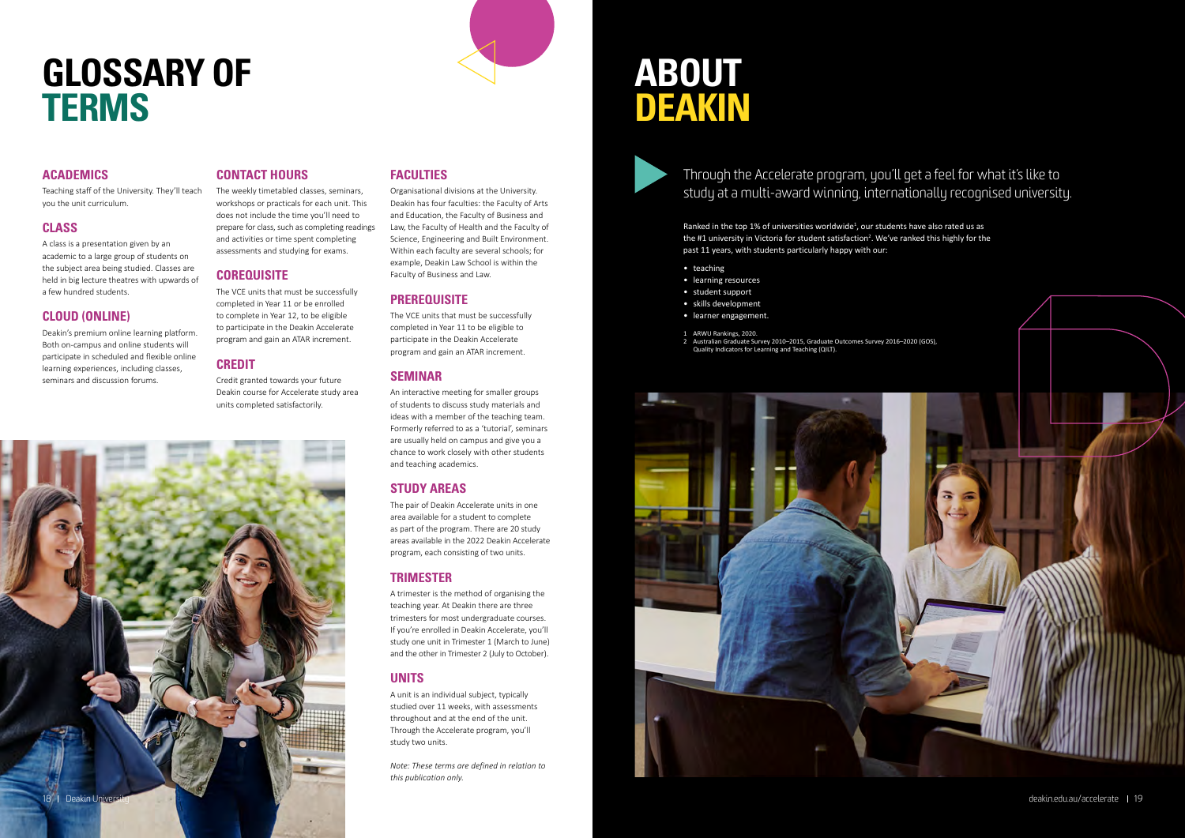# GLOSSARY OF TERMS

## ACADEMICS

Teaching staff of the University. They'll teach you the unit curriculum.

## CLASS

A class is a presentation given by an academic to a large group of students on the subject area being studied. Classes are held in big lecture theatres with upwards of a few hundred students.

## CLOUD (ONLINE)

Deakin's premium online learning platform. Both on-campus and online students will participate in scheduled and flexible online learning experiences, including classes, seminars and discussion forums.

## CONTACT HOURS

The weekly timetabled classes, seminars, workshops or practicals for each unit. This does not include the time you'll need to prepare for class, such as completing readings and activities or time spent completing assessments and studying for exams.

## COREQUISITE

The VCE units that must be successfully completed in Year 11 or be enrolled to complete in Year 12, to be eligible to participate in the Deakin Accelerate program and gain an ATAR increment.

## CREDIT

Credit granted towards your future Deakin course for Accelerate study area units completed satisfactorily.

## FACULTIES

Organisational divisions at the University. Deakin has four faculties: the Faculty of Arts and Education, the Faculty of Business and Law, the Faculty of Health and the Faculty of Science, Engineering and Built Environment. Within each faculty are several schools; for example, Deakin Law School is within the Faculty of Business and Law.

## PREREQUISITE

The VCE units that must be successfully completed in Year 11 to be eligible to participate in the Deakin Accelerate program and gain an ATAR increment.

## SEMINAR

An interactive meeting for smaller groups of students to discuss study materials and ideas with a member of the teaching team. Formerly referred to as a 'tutorial', seminars are usually held on campus and give you a chance to work closely with other students and teaching academics.

## STUDY AREAS

The pair of Deakin Accelerate units in one area available for a student to complete as part of the program. There are 20 study areas available in the 2022 Deakin Accelerate program, each consisting of two units.

## TRIMESTER

A trimester is the method of organising the teaching year. At Deakin there are three trimesters for most undergraduate courses. If you're enrolled in Deakin Accelerate, you'll study one unit in Trimester 1 (March to June) and the other in Trimester 2 (July to October).

## UNITS

A unit is an individual subject, typically studied over 11 weeks, with assessments throughout and at the end of the unit. Through the Accelerate program, you'll study two units.

*Note: These terms are defined in relation to this publication only.*

# ABOUT DEAKIN

Through the Accelerate program, you'll get a feel for what it's like to study at a multi-award winning, internationally recognised university.

Ranked in the top 1% of universities worldwide[1], our students have also rated us as the #1 university in Victoria for student satisfaction[2]. We've ranked this highly for the past 11 years, with students particularly happy with our:

- teaching
- learning resources
- student support
- skills development
- learner engagement.

1 ARWU Rankings, 2020.
2 Australian Graduate Survey 2010–2015, Graduate Outcomes Survey 2016–2020 (GOS), Quality Indicators for Learning and Teaching (QILT).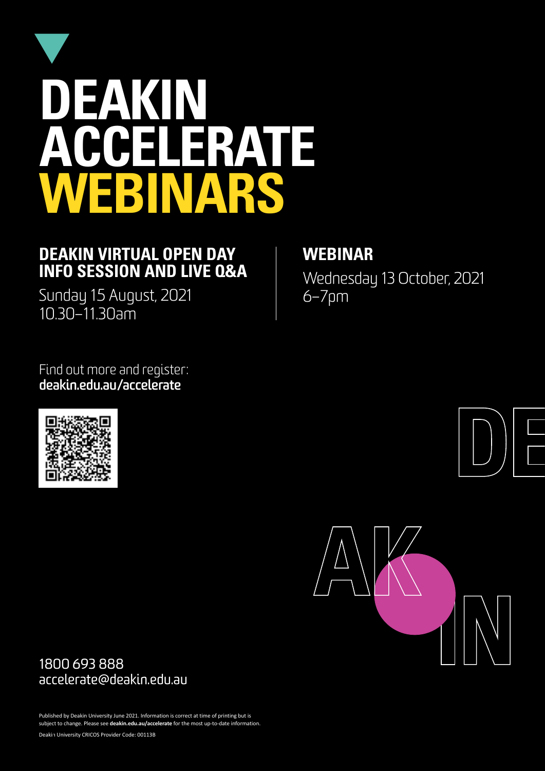# DEAKIN ACCELERATE WEBINARS

## DEAKIN VIRTUAL OPEN DAY INFO SESSION AND LIVE Q&A

Sunday 15 August, 2021
10.30–11.30am

## WEBINAR

Wednesday 13 October, 2021
6–7pm

Find out more and register:
**deakin.edu.au/accelerate**

1800 693 888
accelerate@deakin.edu.au

Published by Deakin University June 2021. Information is correct at time of printing but is subject to change. Please see **deakin.edu.au/accelerate** for the most up-to-date information.

Deakin University CRICOS Provider Code: 00113B